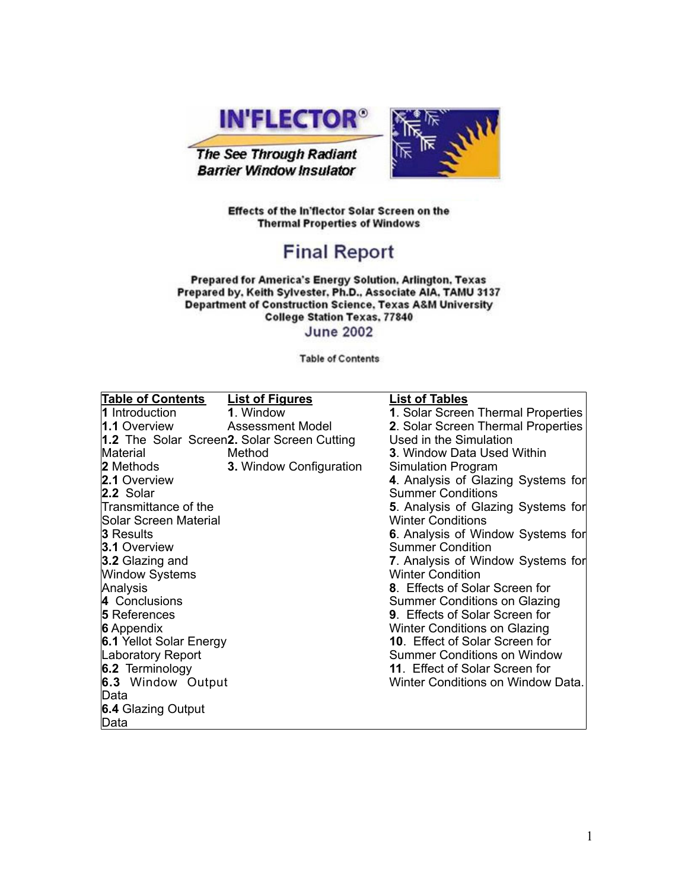**IN'FLECTOR®**

*The See Through Radiant Barrier Window Insulator*

**Effects of the In'flector Solar Screen on the Thermal Properties of Windows**

# Final Report

**Prepared for America's Energy Solution, Arlington, Texas**
**Prepared by, Keith Sylvester, Ph.D., Associate AIA, TAMU 3137**
**Department of Construction Science, Texas A&M University**
**College Station Texas, 77840**
**June 2002**

**Table of Contents**

| Table of Contents | List of Figures | List of Tables |
|---|---|---|
| **1** Introduction<br>**1.1** Overview<br>**1.2** The Solar Screen Material<br>**2** Methods<br>**2.1** Overview<br>**2.2** Solar Transmittance of the Solar Screen Material<br>**3** Results<br>**3.1** Overview<br>**3.2** Glazing and Window Systems Analysis<br>**4** Conclusions<br>**5** References<br>**6** Appendix<br>**6.1** Yellot Solar Energy Laboratory Report<br>**6.2** Terminology<br>**6.3** Window Output Data<br>**6.4** Glazing Output Data | **1**. Window Assessment Model<br>**2.** Solar Screen Cutting Method<br>**3.** Window Configuration | **1**. Solar Screen Thermal Properties<br>**2**. Solar Screen Thermal Properties Used in the Simulation<br>**3**. Window Data Used Within Simulation Program<br>**4**. Analysis of Glazing Systems for Summer Conditions<br>**5**. Analysis of Glazing Systems for Winter Conditions<br>**6**. Analysis of Window Systems for Summer Condition<br>**7**. Analysis of Window Systems for Winter Condition<br>**8**. Effects of Solar Screen for Summer Conditions on Glazing<br>**9**. Effects of Solar Screen for Winter Conditions on Glazing<br>**10**. Effect of Solar Screen for Summer Conditions on Window<br>**11**. Effect of Solar Screen for Winter Conditions on Window Data. |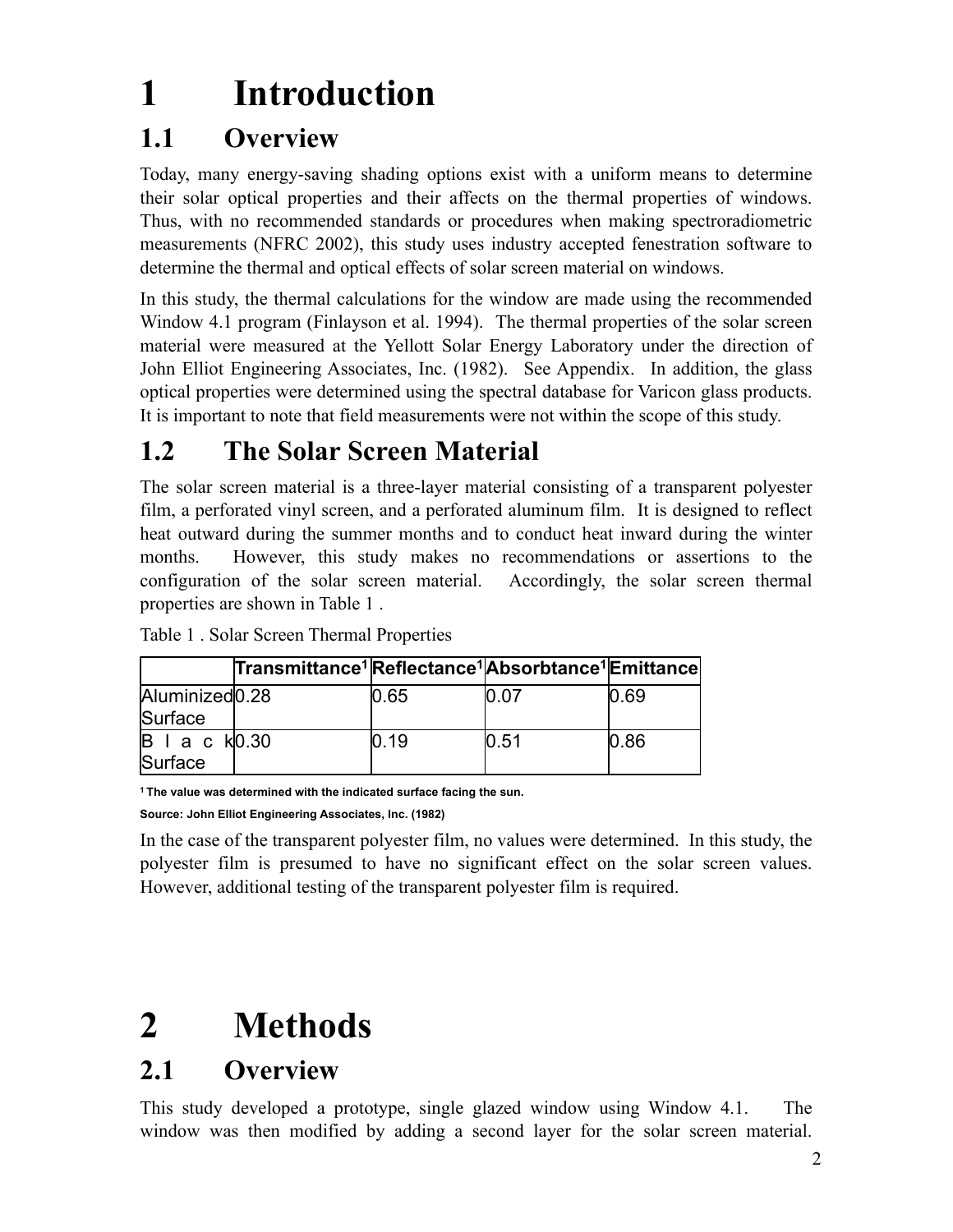# 1 Introduction

## 1.1 Overview

Today, many energy-saving shading options exist with a uniform means to determine their solar optical properties and their affects on the thermal properties of windows. Thus, with no recommended standards or procedures when making spectroradiometric measurements (NFRC 2002), this study uses industry accepted fenestration software to determine the thermal and optical effects of solar screen material on windows.

In this study, the thermal calculations for the window are made using the recommended Window 4.1 program (Finlayson et al. 1994). The thermal properties of the solar screen material were measured at the Yellott Solar Energy Laboratory under the direction of John Elliot Engineering Associates, Inc. (1982). See Appendix. In addition, the glass optical properties were determined using the spectral database for Varicon glass products. It is important to note that field measurements were not within the scope of this study.

## 1.2 The Solar Screen Material

The solar screen material is a three-layer material consisting of a transparent polyester film, a perforated vinyl screen, and a perforated aluminum film. It is designed to reflect heat outward during the summer months and to conduct heat inward during the winter months. However, this study makes no recommendations or assertions to the configuration of the solar screen material. Accordingly, the solar screen thermal properties are shown in Table 1 .

Table 1 . Solar Screen Thermal Properties

| | Transmittance[1] | Reflectance[1] | Absorbtance[1] | Emittance |
|---|---|---|---|---|
| Aluminized Surface | 0.28 | 0.65 | 0.07 | 0.69 |
| Black Surface | 0.30 | 0.19 | 0.51 | 0.86 |

**[1] The value was determined with the indicated surface facing the sun.**

**Source: John Elliot Engineering Associates, Inc. (1982)**

In the case of the transparent polyester film, no values were determined. In this study, the polyester film is presumed to have no significant effect on the solar screen values. However, additional testing of the transparent polyester film is required.

# 2 Methods

## 2.1 Overview

This study developed a prototype, single glazed window using Window 4.1. The window was then modified by adding a second layer for the solar screen material.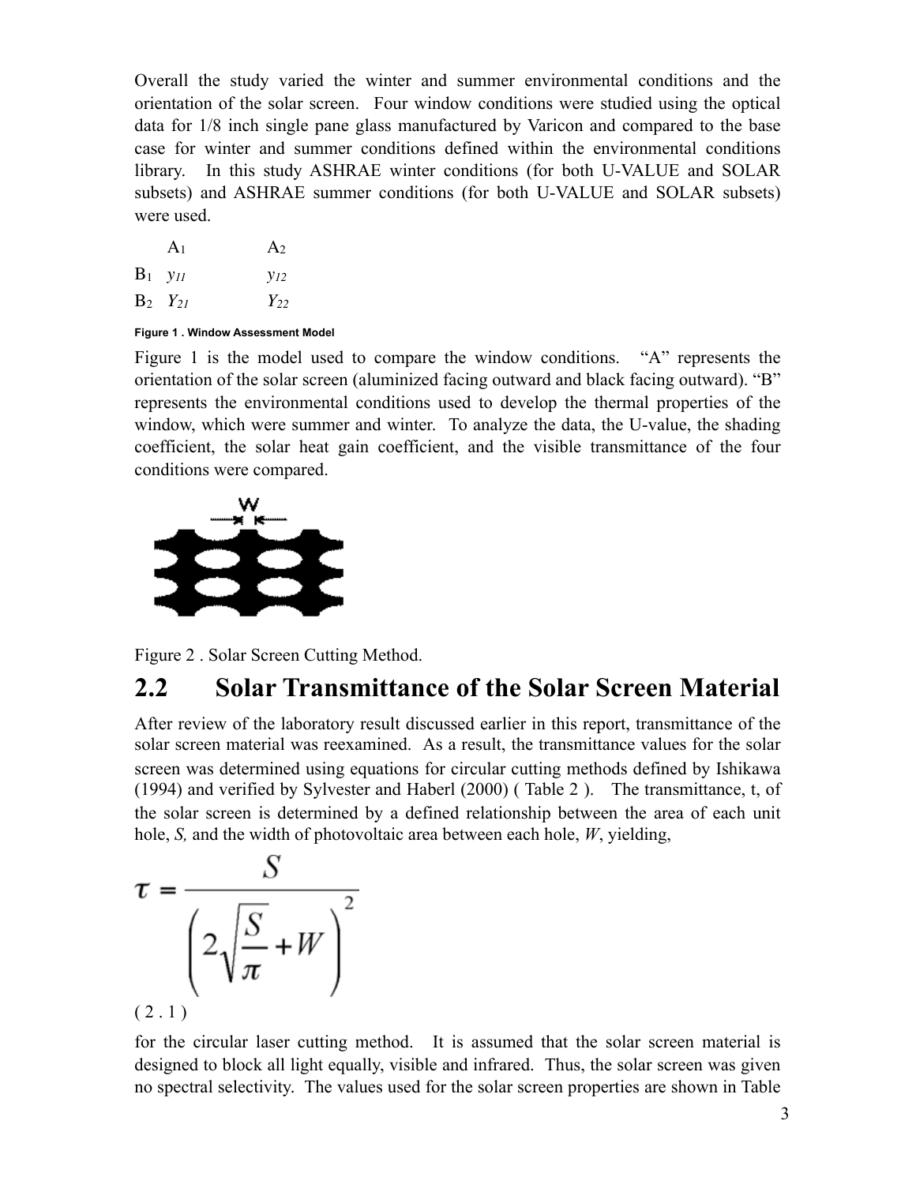Overall the study varied the winter and summer environmental conditions and the orientation of the solar screen. Four window conditions were studied using the optical data for 1/8 inch single pane glass manufactured by Varicon and compared to the base case for winter and summer conditions defined within the environmental conditions library. In this study ASHRAE winter conditions (for both U-VALUE and SOLAR subsets) and ASHRAE summer conditions (for both U-VALUE and SOLAR subsets) were used.

| | $A_1$ | $A_2$ |
|---|---|---|
| $B_1$ | $y_{11}$ | $y_{12}$ |
| $B_2$ | $Y_{21}$ | $Y_{22}$ |

**Figure 1 . Window Assessment Model**

Figure 1 is the model used to compare the window conditions. "A" represents the orientation of the solar screen (aluminized facing outward and black facing outward). "B" represents the environmental conditions used to develop the thermal properties of the window, which were summer and winter. To analyze the data, the U-value, the shading coefficient, the solar heat gain coefficient, and the visible transmittance of the four conditions were compared.

W

Figure 2 . Solar Screen Cutting Method.

# 2.2 Solar Transmittance of the Solar Screen Material

After review of the laboratory result discussed earlier in this report, transmittance of the solar screen material was reexamined. As a result, the transmittance values for the solar screen was determined using equations for circular cutting methods defined by Ishikawa (1994) and verified by Sylvester and Haberl (2000) ( Table 2 ). The transmittance, t, of the solar screen is determined by a defined relationship between the area of each unit hole, *S,* and the width of photovoltaic area between each hole, *W*, yielding,

$$\tau = \frac{S}{\left(2\sqrt{\frac{S}{\pi}} + W\right)^2}$$

( 2 . 1 )

for the circular laser cutting method. It is assumed that the solar screen material is designed to block all light equally, visible and infrared. Thus, the solar screen was given no spectral selectivity. The values used for the solar screen properties are shown in Table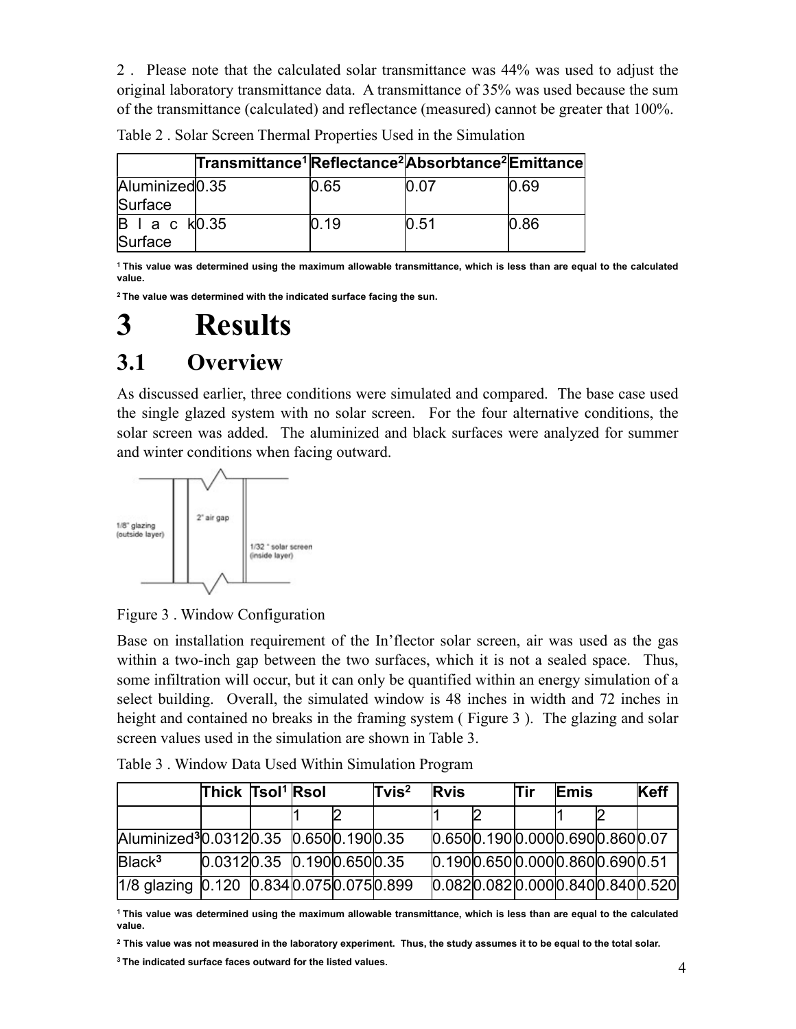2 . Please note that the calculated solar transmittance was 44% was used to adjust the original laboratory transmittance data. A transmittance of 35% was used because the sum of the transmittance (calculated) and reflectance (measured) cannot be greater that 100%.

Table 2 . Solar Screen Thermal Properties Used in the Simulation

| | Transmittance[1] | Reflectance[2] | Absorbtance[2] | Emittance |
|---|---|---|---|---|
| Aluminized Surface | 0.35 | 0.65 | 0.07 | 0.69 |
| Black Surface | 0.35 | 0.19 | 0.51 | 0.86 |

**[1] This value was determined using the maximum allowable transmittance, which is less than are equal to the calculated value.**

**[2] The value was determined with the indicated surface facing the sun.**

# 3 Results

## 3.1 Overview

As discussed earlier, three conditions were simulated and compared. The base case used the single glazed system with no solar screen. For the four alternative conditions, the solar screen was added. The aluminized and black surfaces were analyzed for summer and winter conditions when facing outward.

1/8" glazing (outside layer)

2" air gap

1/32 " solar screen (inside layer)

Figure 3 . Window Configuration

Base on installation requirement of the In'flector solar screen, air was used as the gas within a two-inch gap between the two surfaces, which it is not a sealed space. Thus, some infiltration will occur, but it can only be quantified within an energy simulation of a select building. Overall, the simulated window is 48 inches in width and 72 inches in height and contained no breaks in the framing system ( Figure 3 ). The glazing and solar screen values used in the simulation are shown in Table 3.

Table 3 . Window Data Used Within Simulation Program

| | Thick | Tsol[1] | Rsol | | Tvis[2] | Rvis | | Tir | Emis | | Keff |
|---|---|---|---|---|---|---|---|---|---|---|---|
| | | | 1 | 2 | | 1 | 2 | | 1 | 2 | |
| Aluminized[3] | 0.0312 | 0.35 | 0.650 | 0.190 | 0.35 | 0.650 | 0.190 | 0.000 | 0.690 | 0.860 | 0.07 |
| Black[3] | 0.0312 | 0.35 | 0.190 | 0.650 | 0.35 | 0.190 | 0.650 | 0.000 | 0.860 | 0.690 | 0.51 |
| 1/8 glazing | 0.120 | 0.834 | 0.075 | 0.075 | 0.899 | 0.082 | 0.082 | 0.000 | 0.840 | 0.840 | 0.520 |

**[1] This value was determined using the maximum allowable transmittance, which is less than are equal to the calculated value.**

**[2] This value was not measured in the laboratory experiment. Thus, the study assumes it to be equal to the total solar.**

**[3] The indicated surface faces outward for the listed values.**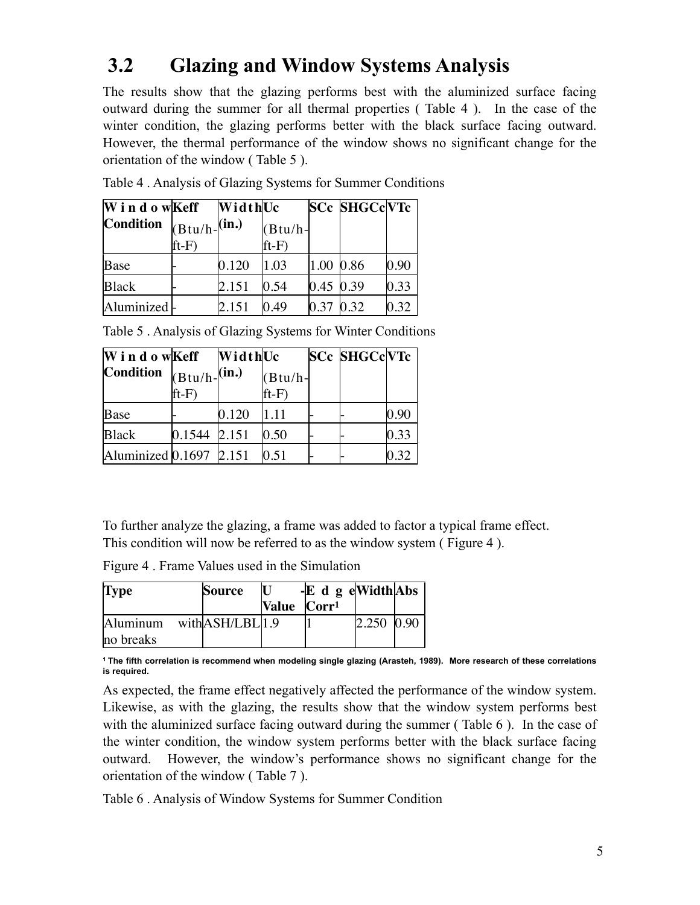## 3.2 Glazing and Window Systems Analysis

The results show that the glazing performs best with the aluminized surface facing outward during the summer for all thermal properties ( Table 4 ). In the case of the winter condition, the glazing performs better with the black surface facing outward. However, the thermal performance of the window shows no significant change for the orientation of the window ( Table 5 ).

Table 4 . Analysis of Glazing Systems for Summer Conditions

| Window Condition | Keff (Btu/h-ft-F) | Width (in.) | Uc (Btu/h-ft-F) | SCc | SHGCc | VTc |
|---|---|---|---|---|---|---|
| Base | - | 0.120 | 1.03 | 1.00 | 0.86 | 0.90 |
| Black | - | 2.151 | 0.54 | 0.45 | 0.39 | 0.33 |
| Aluminized | - | 2.151 | 0.49 | 0.37 | 0.32 | 0.32 |

Table 5 . Analysis of Glazing Systems for Winter Conditions

| Window Condition | Keff (Btu/h-ft-F) | Width (in.) | Uc (Btu/h-ft-F) | SCc | SHGCc | VTc |
|---|---|---|---|---|---|---|
| Base | - | 0.120 | 1.11 | - | - | 0.90 |
| Black | 0.1544 | 2.151 | 0.50 | - | - | 0.33 |
| Aluminized | 0.1697 | 2.151 | 0.51 | - | - | 0.32 |

To further analyze the glazing, a frame was added to factor a typical frame effect. This condition will now be referred to as the window system ( Figure 4 ).

Figure 4 . Frame Values used in the Simulation

| Type | Source | U-Value | Edge Corr[1] | Width | Abs |
|---|---|---|---|---|---|
| Aluminum with no breaks | ASH/LBL | 1.9 | 1 | 2.250 | 0.90 |

**[1] The fifth correlation is recommend when modeling single glazing (Arasteh, 1989). More research of these correlations is required.**

As expected, the frame effect negatively affected the performance of the window system. Likewise, as with the glazing, the results show that the window system performs best with the aluminized surface facing outward during the summer ( Table 6 ). In the case of the winter condition, the window system performs better with the black surface facing outward. However, the window's performance shows no significant change for the orientation of the window ( Table 7 ).

Table 6 . Analysis of Window Systems for Summer Condition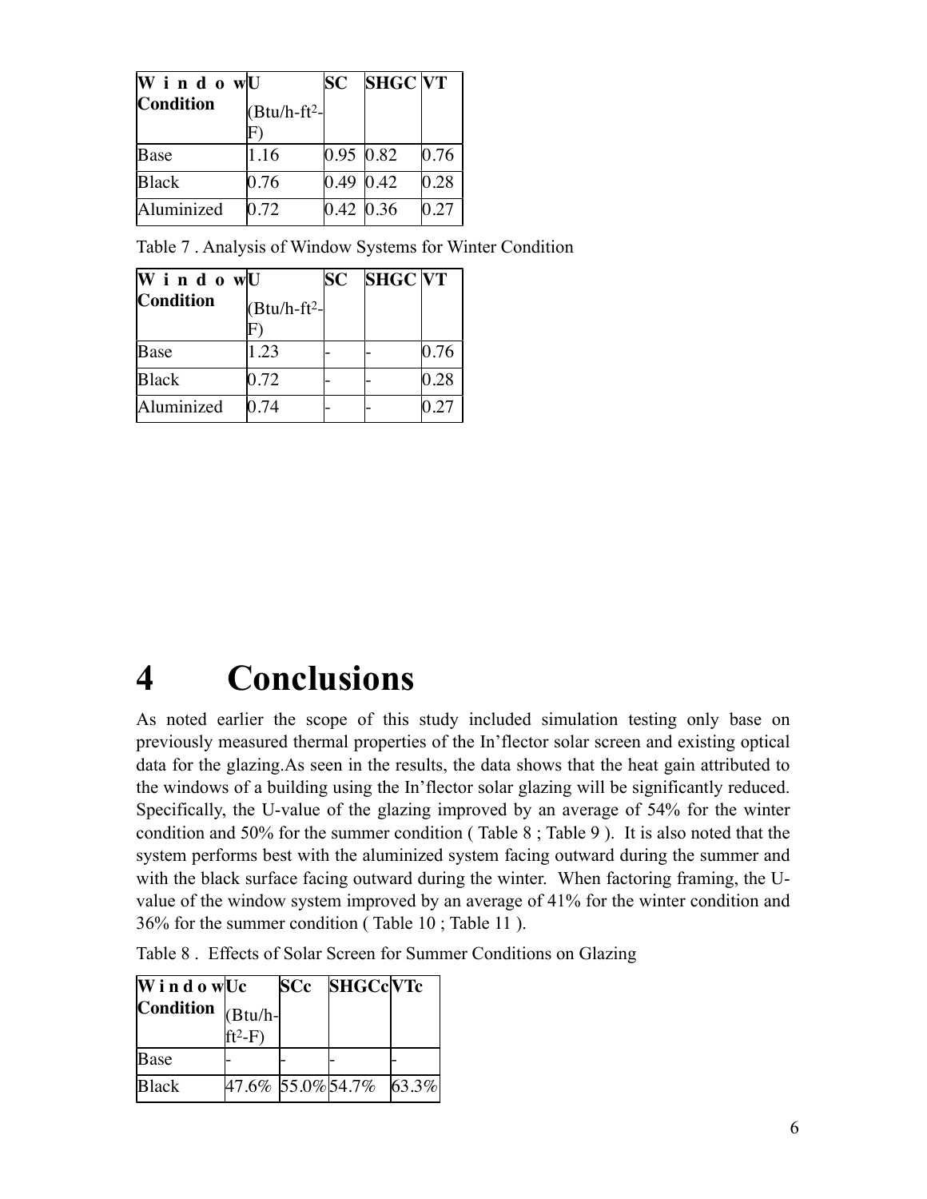| Window Condition | U (Btu/h-ft²-F) | SC | SHGC | VT |
|---|---|---|---|---|
| Base | 1.16 | 0.95 | 0.82 | 0.76 |
| Black | 0.76 | 0.49 | 0.42 | 0.28 |
| Aluminized | 0.72 | 0.42 | 0.36 | 0.27 |

Table 7 . Analysis of Window Systems for Winter Condition

| Window Condition | U (Btu/h-ft²-F) | SC | SHGC | VT |
|---|---|---|---|---|
| Base | 1.23 | - | - | 0.76 |
| Black | 0.72 | - | - | 0.28 |
| Aluminized | 0.74 | - | - | 0.27 |

# 4 Conclusions

As noted earlier the scope of this study included simulation testing only base on previously measured thermal properties of the In'flector solar screen and existing optical data for the glazing.As seen in the results, the data shows that the heat gain attributed to the windows of a building using the In'flector solar glazing will be significantly reduced. Specifically, the U-value of the glazing improved by an average of 54% for the winter condition and 50% for the summer condition ( Table 8 ; Table 9 ). It is also noted that the system performs best with the aluminized system facing outward during the summer and with the black surface facing outward during the winter. When factoring framing, the U-value of the window system improved by an average of 41% for the winter condition and 36% for the summer condition ( Table 10 ; Table 11 ).

Table 8 . Effects of Solar Screen for Summer Conditions on Glazing

| Window Condition | Uc (Btu/h-ft²-F) | SCc | SHGCc | VTc |
|---|---|---|---|---|
| Base | - | - | - | - |
| Black | 47.6% | 55.0% | 54.7% | 63.3% |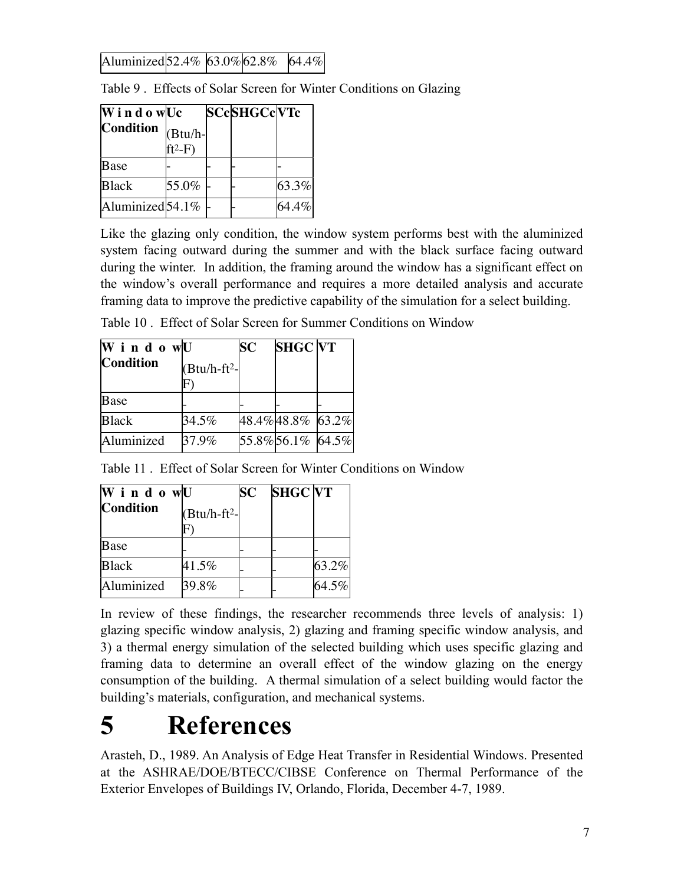| | | | | |
|---|---|---|---|---|
| Aluminized | 52.4% | 63.0% | 62.8% | 64.4% |

Table 9 . Effects of Solar Screen for Winter Conditions on Glazing

| Window Condition | Uc (Btu/h-$ft^2$-F) | SCc | SHGCc | VTc |
|---|---|---|---|---|
| Base | - | - | - | - |
| Black | 55.0% | - | - | 63.3% |
| Aluminized | 54.1% | - | - | 64.4% |

Like the glazing only condition, the window system performs best with the aluminized system facing outward during the summer and with the black surface facing outward during the winter. In addition, the framing around the window has a significant effect on the window's overall performance and requires a more detailed analysis and accurate framing data to improve the predictive capability of the simulation for a select building.

Table 10 . Effect of Solar Screen for Summer Conditions on Window

| Window Condition | U (Btu/h-$ft^2$-F) | SC | SHGC | VT |
|---|---|---|---|---|
| Base | - | - | - | - |
| Black | 34.5% | 48.4% | 48.8% | 63.2% |
| Aluminized | 37.9% | 55.8% | 56.1% | 64.5% |

Table 11 . Effect of Solar Screen for Winter Conditions on Window

| Window Condition | U (Btu/h-$ft^2$-F) | SC | SHGC | VT |
|---|---|---|---|---|
| Base | - | - | - | - |
| Black | 41.5% | - | - | 63.2% |
| Aluminized | 39.8% | - | - | 64.5% |

In review of these findings, the researcher recommends three levels of analysis: 1) glazing specific window analysis, 2) glazing and framing specific window analysis, and 3) a thermal energy simulation of the selected building which uses specific glazing and framing data to determine an overall effect of the window glazing on the energy consumption of the building. A thermal simulation of a select building would factor the building's materials, configuration, and mechanical systems.

# 5 References

Arasteh, D., 1989. An Analysis of Edge Heat Transfer in Residential Windows. Presented at the ASHRAE/DOE/BTECC/CIBSE Conference on Thermal Performance of the Exterior Envelopes of Buildings IV, Orlando, Florida, December 4-7, 1989.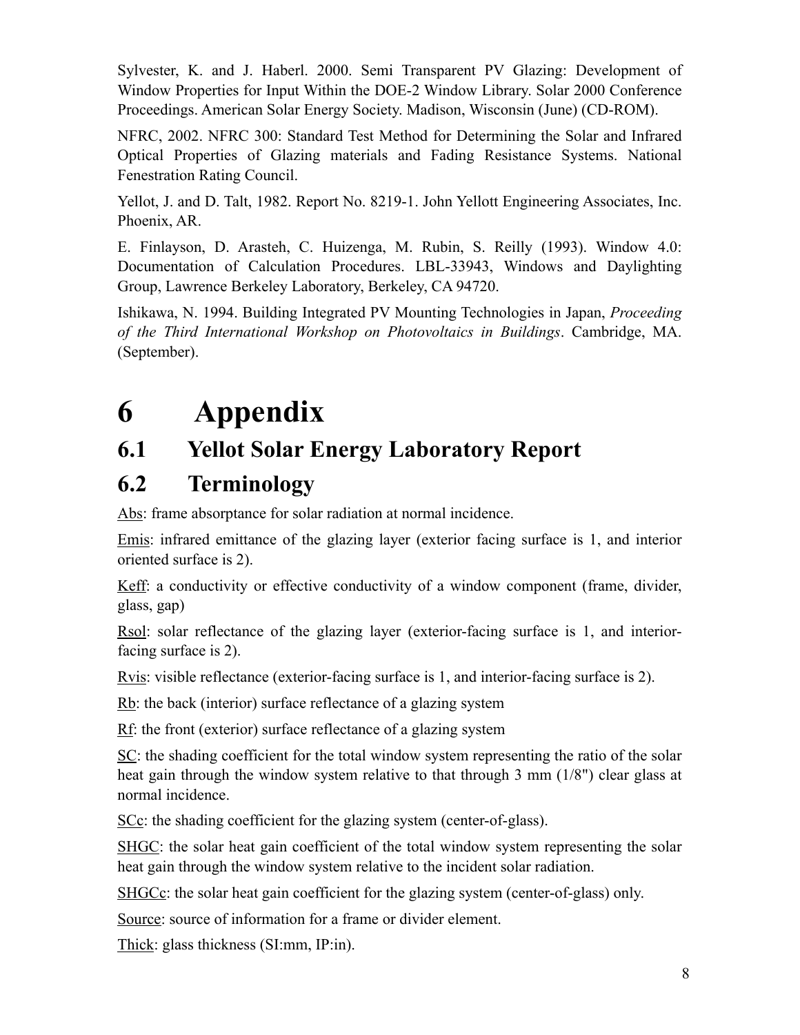Sylvester, K. and J. Haberl. 2000. Semi Transparent PV Glazing: Development of Window Properties for Input Within the DOE-2 Window Library. Solar 2000 Conference Proceedings. American Solar Energy Society. Madison, Wisconsin (June) (CD-ROM).

NFRC, 2002. NFRC 300: Standard Test Method for Determining the Solar and Infrared Optical Properties of Glazing materials and Fading Resistance Systems. National Fenestration Rating Council.

Yellot, J. and D. Talt, 1982. Report No. 8219-1. John Yellott Engineering Associates, Inc. Phoenix, AR.

E. Finlayson, D. Arasteh, C. Huizenga, M. Rubin, S. Reilly (1993). Window 4.0: Documentation of Calculation Procedures. LBL-33943, Windows and Daylighting Group, Lawrence Berkeley Laboratory, Berkeley, CA 94720.

Ishikawa, N. 1994. Building Integrated PV Mounting Technologies in Japan, *Proceeding of the Third International Workshop on Photovoltaics in Buildings*. Cambridge, MA. (September).

# 6 Appendix

## 6.1 Yellot Solar Energy Laboratory Report

## 6.2 Terminology

Abs: frame absorptance for solar radiation at normal incidence.

Emis: infrared emittance of the glazing layer (exterior facing surface is 1, and interior oriented surface is 2).

Keff: a conductivity or effective conductivity of a window component (frame, divider, glass, gap)

Rsol: solar reflectance of the glazing layer (exterior-facing surface is 1, and interior-facing surface is 2).

Rvis: visible reflectance (exterior-facing surface is 1, and interior-facing surface is 2).

Rb: the back (interior) surface reflectance of a glazing system

Rf: the front (exterior) surface reflectance of a glazing system

SC: the shading coefficient for the total window system representing the ratio of the solar heat gain through the window system relative to that through 3 mm (1/8") clear glass at normal incidence.

SCc: the shading coefficient for the glazing system (center-of-glass).

SHGC: the solar heat gain coefficient of the total window system representing the solar heat gain through the window system relative to the incident solar radiation.

SHGCc: the solar heat gain coefficient for the glazing system (center-of-glass) only.

Source: source of information for a frame or divider element.

Thick: glass thickness (SI:mm, IP:in).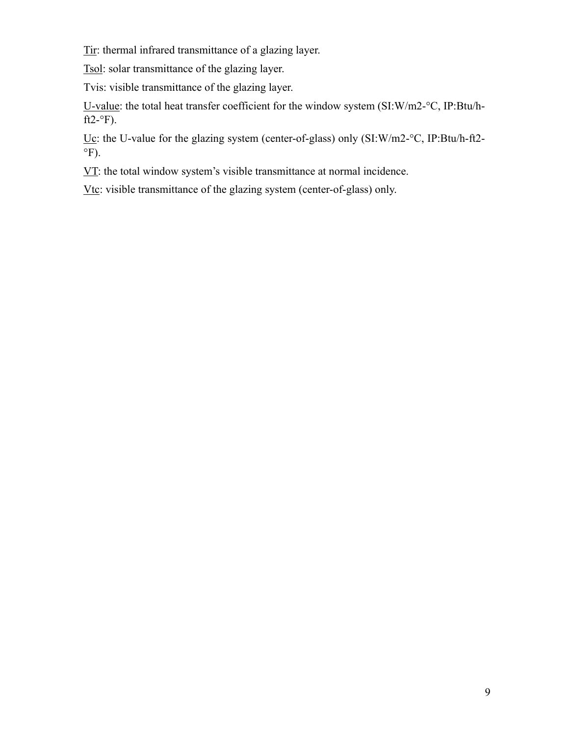Tir: thermal infrared transmittance of a glazing layer.

Tsol: solar transmittance of the glazing layer.

Tvis: visible transmittance of the glazing layer.

U-value: the total heat transfer coefficient for the window system (SI:W/m2-°C, IP:Btu/h-ft2-°F).

Uc: the U-value for the glazing system (center-of-glass) only (SI:W/m2-°C, IP:Btu/h-ft2-°F).

VT: the total window system's visible transmittance at normal incidence.

Vtc: visible transmittance of the glazing system (center-of-glass) only.